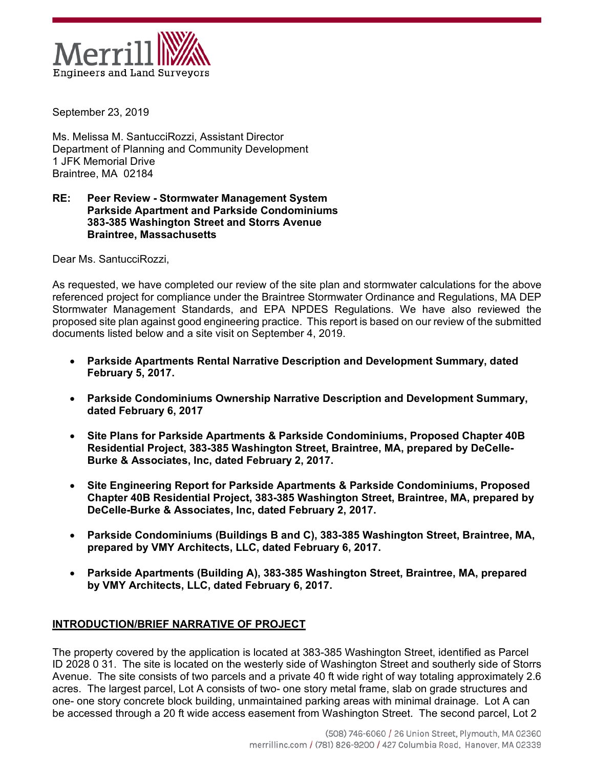September 23, 2019

Ms. Melissa M. SantucciRozzi, Assistant Director
Department of Planning and Community Development
1 JFK Memorial Drive
Braintree, MA 02184

**RE: Peer Review - Stormwater Management System
Parkside Apartment and Parkside Condominiums
383-385 Washington Street and Storrs Avenue
Braintree, Massachusetts**

Dear Ms. SantucciRozzi,

As requested, we have completed our review of the site plan and stormwater calculations for the above referenced project for compliance under the Braintree Stormwater Ordinance and Regulations, MA DEP Stormwater Management Standards, and EPA NPDES Regulations. We have also reviewed the proposed site plan against good engineering practice. This report is based on our review of the submitted documents listed below and a site visit on September 4, 2019.

- **Parkside Apartments Rental Narrative Description and Development Summary, dated February 5, 2017.**
- **Parkside Condominiums Ownership Narrative Description and Development Summary, dated February 6, 2017**
- **Site Plans for Parkside Apartments & Parkside Condominiums, Proposed Chapter 40B Residential Project, 383-385 Washington Street, Braintree, MA, prepared by DeCelle-Burke & Associates, Inc, dated February 2, 2017.**
- **Site Engineering Report for Parkside Apartments & Parkside Condominiums, Proposed Chapter 40B Residential Project, 383-385 Washington Street, Braintree, MA, prepared by DeCelle-Burke & Associates, Inc, dated February 2, 2017.**
- **Parkside Condominiums (Buildings B and C), 383-385 Washington Street, Braintree, MA, prepared by VMY Architects, LLC, dated February 6, 2017.**
- **Parkside Apartments (Building A), 383-385 Washington Street, Braintree, MA, prepared by VMY Architects, LLC, dated February 6, 2017.**

**INTRODUCTION/BRIEF NARRATIVE OF PROJECT**

The property covered by the application is located at 383-385 Washington Street, identified as Parcel ID 2028 0 31. The site is located on the westerly side of Washington Street and southerly side of Storrs Avenue. The site consists of two parcels and a private 40 ft wide right of way totaling approximately 2.6 acres. The largest parcel, Lot A consists of two- one story metal frame, slab on grade structures and one- one story concrete block building, unmaintained parking areas with minimal drainage. Lot A can be accessed through a 20 ft wide access easement from Washington Street. The second parcel, Lot 2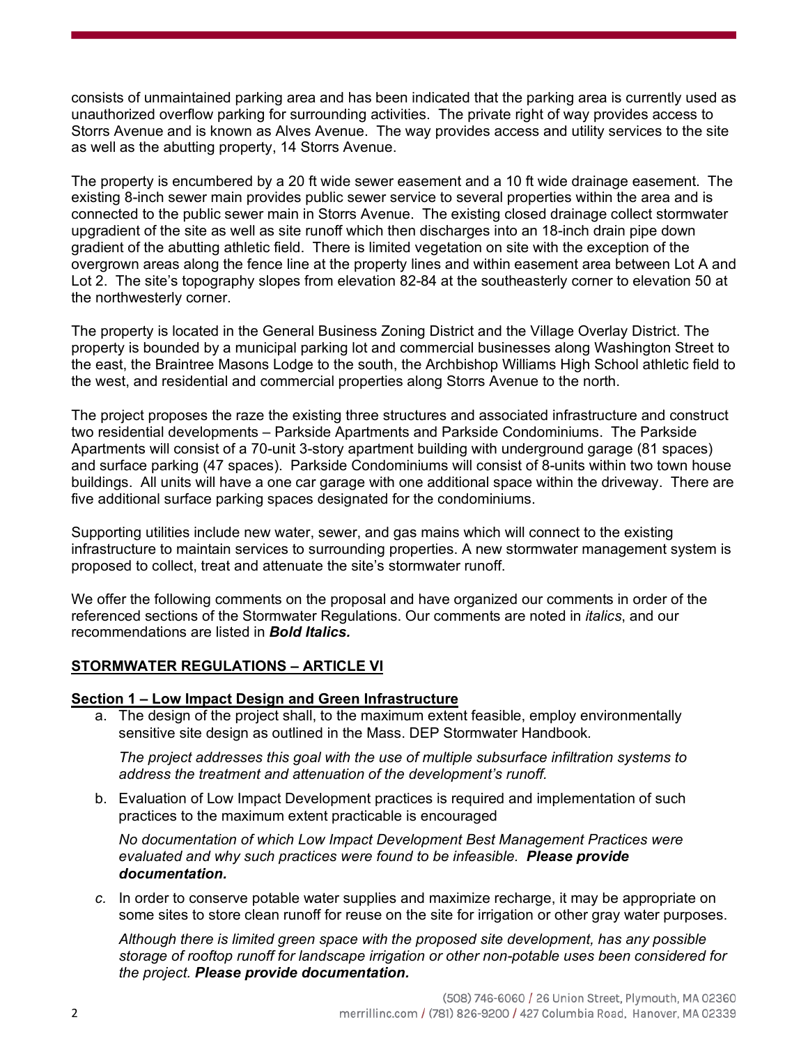consists of unmaintained parking area and has been indicated that the parking area is currently used as unauthorized overflow parking for surrounding activities. The private right of way provides access to Storrs Avenue and is known as Alves Avenue. The way provides access and utility services to the site as well as the abutting property, 14 Storrs Avenue.

The property is encumbered by a 20 ft wide sewer easement and a 10 ft wide drainage easement. The existing 8-inch sewer main provides public sewer service to several properties within the area and is connected to the public sewer main in Storrs Avenue. The existing closed drainage collect stormwater upgradient of the site as well as site runoff which then discharges into an 18-inch drain pipe down gradient of the abutting athletic field. There is limited vegetation on site with the exception of the overgrown areas along the fence line at the property lines and within easement area between Lot A and Lot 2. The site's topography slopes from elevation 82-84 at the southeasterly corner to elevation 50 at the northwesterly corner.

The property is located in the General Business Zoning District and the Village Overlay District. The property is bounded by a municipal parking lot and commercial businesses along Washington Street to the east, the Braintree Masons Lodge to the south, the Archbishop Williams High School athletic field to the west, and residential and commercial properties along Storrs Avenue to the north.

The project proposes the raze the existing three structures and associated infrastructure and construct two residential developments – Parkside Apartments and Parkside Condominiums. The Parkside Apartments will consist of a 70-unit 3-story apartment building with underground garage (81 spaces) and surface parking (47 spaces). Parkside Condominiums will consist of 8-units within two town house buildings. All units will have a one car garage with one additional space within the driveway. There are five additional surface parking spaces designated for the condominiums.

Supporting utilities include new water, sewer, and gas mains which will connect to the existing infrastructure to maintain services to surrounding properties. A new stormwater management system is proposed to collect, treat and attenuate the site's stormwater runoff.

We offer the following comments on the proposal and have organized our comments in order of the referenced sections of the Stormwater Regulations. Our comments are noted in *italics*, and our recommendations are listed in ***Bold Italics.***

## <u>STORMWATER REGULATIONS – ARTICLE VI</u>

### <u>Section 1 – Low Impact Design and Green Infrastructure</u>

a. The design of the project shall, to the maximum extent feasible, employ environmentally sensitive site design as outlined in the Mass. DEP Stormwater Handbook.

   *The project addresses this goal with the use of multiple subsurface infiltration systems to address the treatment and attenuation of the development's runoff.*

b. Evaluation of Low Impact Development practices is required and implementation of such practices to the maximum extent practicable is encouraged

   *No documentation of which Low Impact Development Best Management Practices were evaluated and why such practices were found to be infeasible.* ***Please provide documentation.***

c. In order to conserve potable water supplies and maximize recharge, it may be appropriate on some sites to store clean runoff for reuse on the site for irrigation or other gray water purposes.

   *Although there is limited green space with the proposed site development, has any possible storage of rooftop runoff for landscape irrigation or other non-potable uses been considered for the project.* ***Please provide documentation.***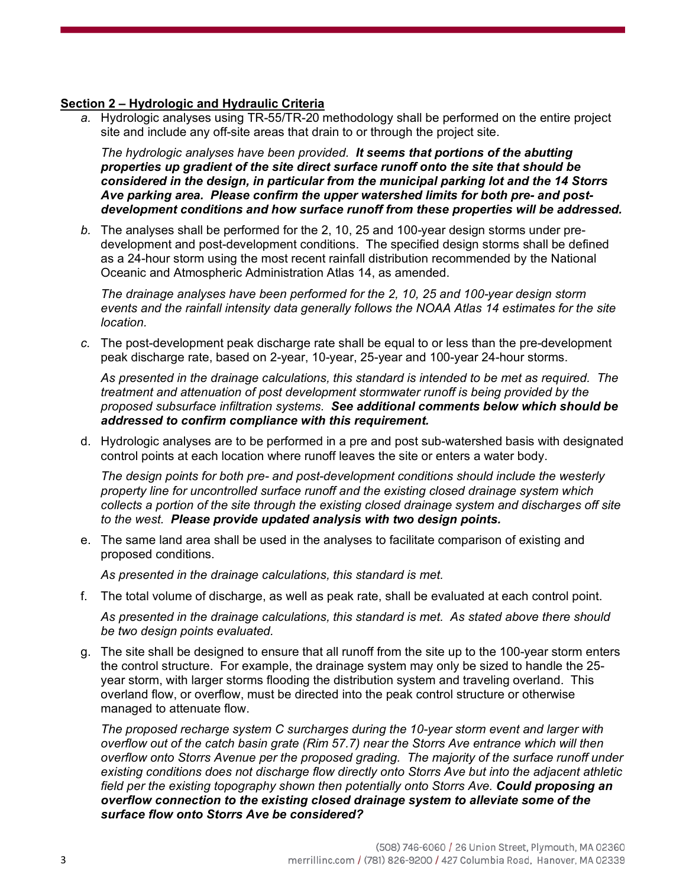**<u>Section 2 – Hydrologic and Hydraulic Criteria</u>**

*a.* Hydrologic analyses using TR-55/TR-20 methodology shall be performed on the entire project site and include any off-site areas that drain to or through the project site.

*The hydrologic analyses have been provided.* ***It seems that portions of the abutting properties up gradient of the site direct surface runoff onto the site that should be considered in the design, in particular from the municipal parking lot and the 14 Storrs Ave parking area. Please confirm the upper watershed limits for both pre- and post-development conditions and how surface runoff from these properties will be addressed.***

*b.* The analyses shall be performed for the 2, 10, 25 and 100-year design storms under pre-development and post-development conditions. The specified design storms shall be defined as a 24-hour storm using the most recent rainfall distribution recommended by the National Oceanic and Atmospheric Administration Atlas 14, as amended.

*The drainage analyses have been performed for the 2, 10, 25 and 100-year design storm events and the rainfall intensity data generally follows the NOAA Atlas 14 estimates for the site location.*

*c.* The post-development peak discharge rate shall be equal to or less than the pre-development peak discharge rate, based on 2-year, 10-year, 25-year and 100-year 24-hour storms.

*As presented in the drainage calculations, this standard is intended to be met as required. The treatment and attenuation of post development stormwater runoff is being provided by the proposed subsurface infiltration systems.* ***See additional comments below which should be addressed to confirm compliance with this requirement.***

d. Hydrologic analyses are to be performed in a pre and post sub-watershed basis with designated control points at each location where runoff leaves the site or enters a water body.

*The design points for both pre- and post-development conditions should include the westerly property line for uncontrolled surface runoff and the existing closed drainage system which collects a portion of the site through the existing closed drainage system and discharges off site to the west.* ***Please provide updated analysis with two design points.***

e. The same land area shall be used in the analyses to facilitate comparison of existing and proposed conditions.

*As presented in the drainage calculations, this standard is met.*

f. The total volume of discharge, as well as peak rate, shall be evaluated at each control point.

*As presented in the drainage calculations, this standard is met. As stated above there should be two design points evaluated.*

g. The site shall be designed to ensure that all runoff from the site up to the 100-year storm enters the control structure. For example, the drainage system may only be sized to handle the 25-year storm, with larger storms flooding the distribution system and traveling overland. This overland flow, or overflow, must be directed into the peak control structure or otherwise managed to attenuate flow.

*The proposed recharge system C surcharges during the 10-year storm event and larger with overflow out of the catch basin grate (Rim 57.7) near the Storrs Ave entrance which will then overflow onto Storrs Avenue per the proposed grading. The majority of the surface runoff under existing conditions does not discharge flow directly onto Storrs Ave but into the adjacent athletic field per the existing topography shown then potentially onto Storrs Ave.* ***Could proposing an overflow connection to the existing closed drainage system to alleviate some of the surface flow onto Storrs Ave be considered?***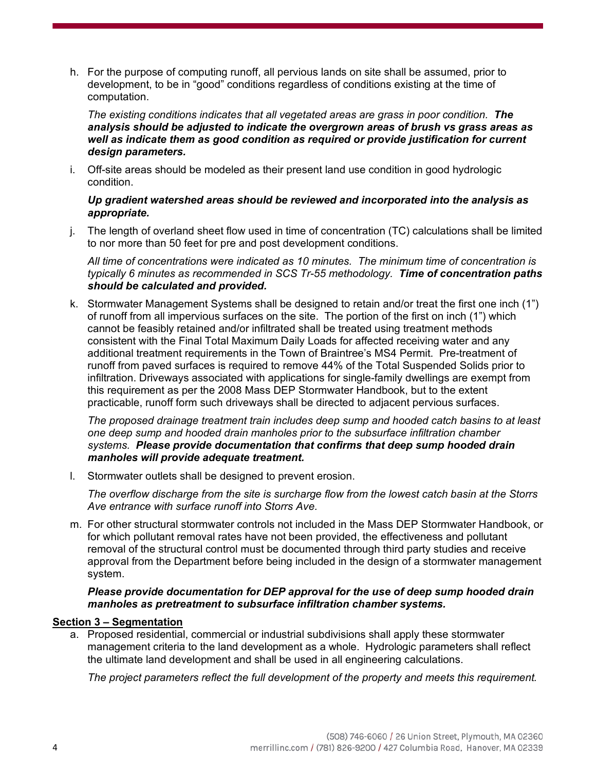h. For the purpose of computing runoff, all pervious lands on site shall be assumed, prior to development, to be in "good" conditions regardless of conditions existing at the time of computation.

   *The existing conditions indicates that all vegetated areas are grass in poor condition.* ***The analysis should be adjusted to indicate the overgrown areas of brush vs grass areas as well as indicate them as good condition as required or provide justification for current design parameters.***

i. Off-site areas should be modeled as their present land use condition in good hydrologic condition.

   ***Up gradient watershed areas should be reviewed and incorporated into the analysis as appropriate.***

j. The length of overland sheet flow used in time of concentration (TC) calculations shall be limited to nor more than 50 feet for pre and post development conditions.

   *All time of concentrations were indicated as 10 minutes. The minimum time of concentration is typically 6 minutes as recommended in SCS Tr-55 methodology.* ***Time of concentration paths should be calculated and provided.***

k. Stormwater Management Systems shall be designed to retain and/or treat the first one inch (1") of runoff from all impervious surfaces on the site. The portion of the first on inch (1") which cannot be feasibly retained and/or infiltrated shall be treated using treatment methods consistent with the Final Total Maximum Daily Loads for affected receiving water and any additional treatment requirements in the Town of Braintree's MS4 Permit. Pre-treatment of runoff from paved surfaces is required to remove 44% of the Total Suspended Solids prior to infiltration. Driveways associated with applications for single-family dwellings are exempt from this requirement as per the 2008 Mass DEP Stormwater Handbook, but to the extent practicable, runoff form such driveways shall be directed to adjacent pervious surfaces.

   *The proposed drainage treatment train includes deep sump and hooded catch basins to at least one deep sump and hooded drain manholes prior to the subsurface infiltration chamber systems.* ***Please provide documentation that confirms that deep sump hooded drain manholes will provide adequate treatment.***

l. Stormwater outlets shall be designed to prevent erosion.

   *The overflow discharge from the site is surcharge flow from the lowest catch basin at the Storrs Ave entrance with surface runoff into Storrs Ave.*

m. For other structural stormwater controls not included in the Mass DEP Stormwater Handbook, or for which pollutant removal rates have not been provided, the effectiveness and pollutant removal of the structural control must be documented through third party studies and receive approval from the Department before being included in the design of a stormwater management system.

   ***Please provide documentation for DEP approval for the use of deep sump hooded drain manholes as pretreatment to subsurface infiltration chamber systems.***

**<u>Section 3 – Segmentation</u>**

a. Proposed residential, commercial or industrial subdivisions shall apply these stormwater management criteria to the land development as a whole. Hydrologic parameters shall reflect the ultimate land development and shall be used in all engineering calculations.

   *The project parameters reflect the full development of the property and meets this requirement.*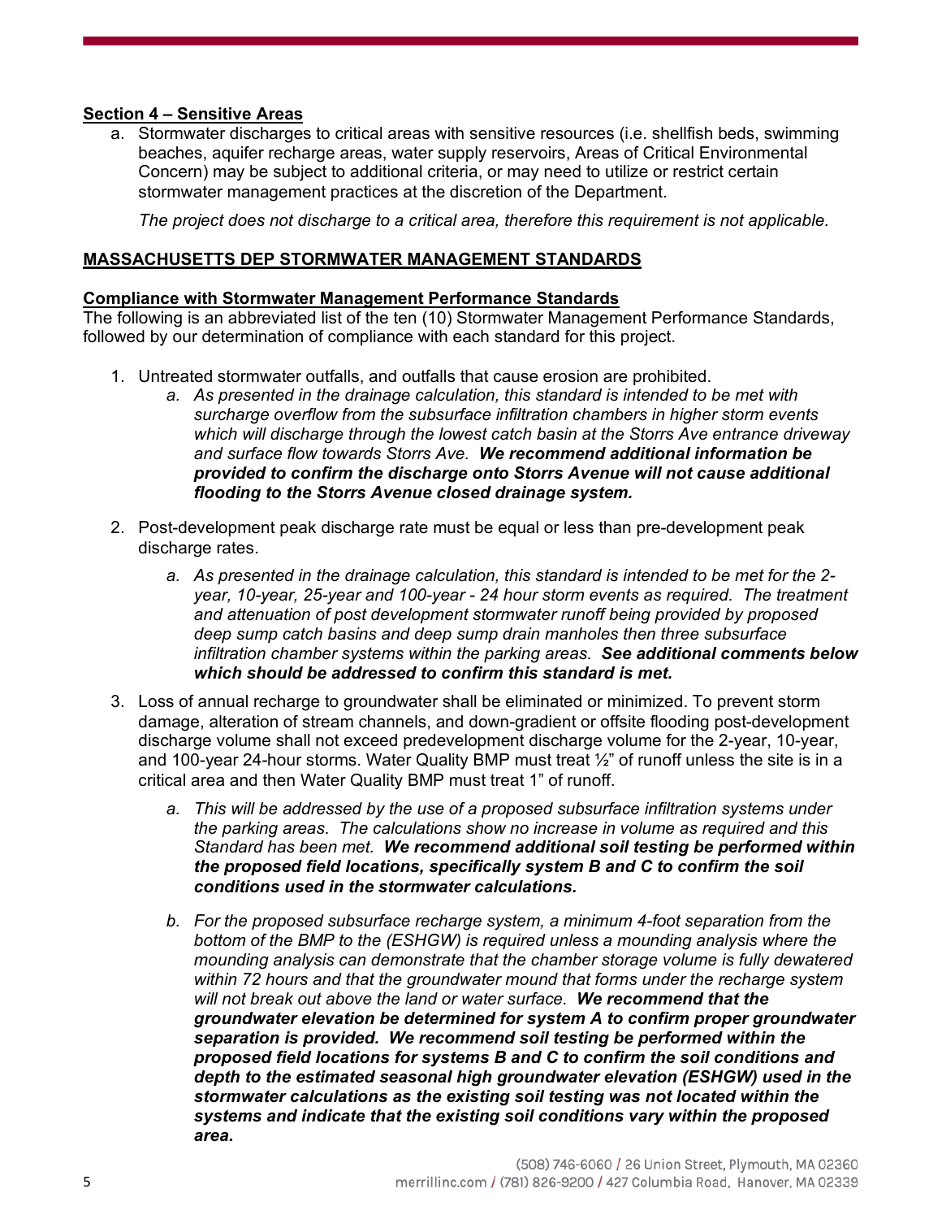**Section 4 – Sensitive Areas**

a. Stormwater discharges to critical areas with sensitive resources (i.e. shellfish beds, swimming beaches, aquifer recharge areas, water supply reservoirs, Areas of Critical Environmental Concern) may be subject to additional criteria, or may need to utilize or restrict certain stormwater management practices at the discretion of the Department.

   *The project does not discharge to a critical area, therefore this requirement is not applicable.*

**MASSACHUSETTS DEP STORMWATER MANAGEMENT STANDARDS**

**Compliance with Stormwater Management Performance Standards**

The following is an abbreviated list of the ten (10) Stormwater Management Performance Standards, followed by our determination of compliance with each standard for this project.

1. Untreated stormwater outfalls, and outfalls that cause erosion are prohibited.
   a. *As presented in the drainage calculation, this standard is intended to be met with surcharge overflow from the subsurface infiltration chambers in higher storm events which will discharge through the lowest catch basin at the Storrs Ave entrance driveway and surface flow towards Storrs Ave.* ***We recommend additional information be provided to confirm the discharge onto Storrs Avenue will not cause additional flooding to the Storrs Avenue closed drainage system.***

2. Post-development peak discharge rate must be equal or less than pre-development peak discharge rates.
   a. *As presented in the drainage calculation, this standard is intended to be met for the 2-year, 10-year, 25-year and 100-year - 24 hour storm events as required. The treatment and attenuation of post development stormwater runoff being provided by proposed deep sump catch basins and deep sump drain manholes then three subsurface infiltration chamber systems within the parking areas.* ***See additional comments below which should be addressed to confirm this standard is met.***

3. Loss of annual recharge to groundwater shall be eliminated or minimized. To prevent storm damage, alteration of stream channels, and down-gradient or offsite flooding post-development discharge volume shall not exceed predevelopment discharge volume for the 2-year, 10-year, and 100-year 24-hour storms. Water Quality BMP must treat ½" of runoff unless the site is in a critical area and then Water Quality BMP must treat 1" of runoff.
   a. *This will be addressed by the use of a proposed subsurface infiltration systems under the parking areas. The calculations show no increase in volume as required and this Standard has been met.* ***We recommend additional soil testing be performed within the proposed field locations, specifically system B and C to confirm the soil conditions used in the stormwater calculations.***
   b. *For the proposed subsurface recharge system, a minimum 4-foot separation from the bottom of the BMP to the (ESHGW) is required unless a mounding analysis where the mounding analysis can demonstrate that the chamber storage volume is fully dewatered within 72 hours and that the groundwater mound that forms under the recharge system will not break out above the land or water surface.* ***We recommend that the groundwater elevation be determined for system A to confirm proper groundwater separation is provided. We recommend soil testing be performed within the proposed field locations for systems B and C to confirm the soil conditions and depth to the estimated seasonal high groundwater elevation (ESHGW) used in the stormwater calculations as the existing soil testing was not located within the systems and indicate that the existing soil conditions vary within the proposed area.***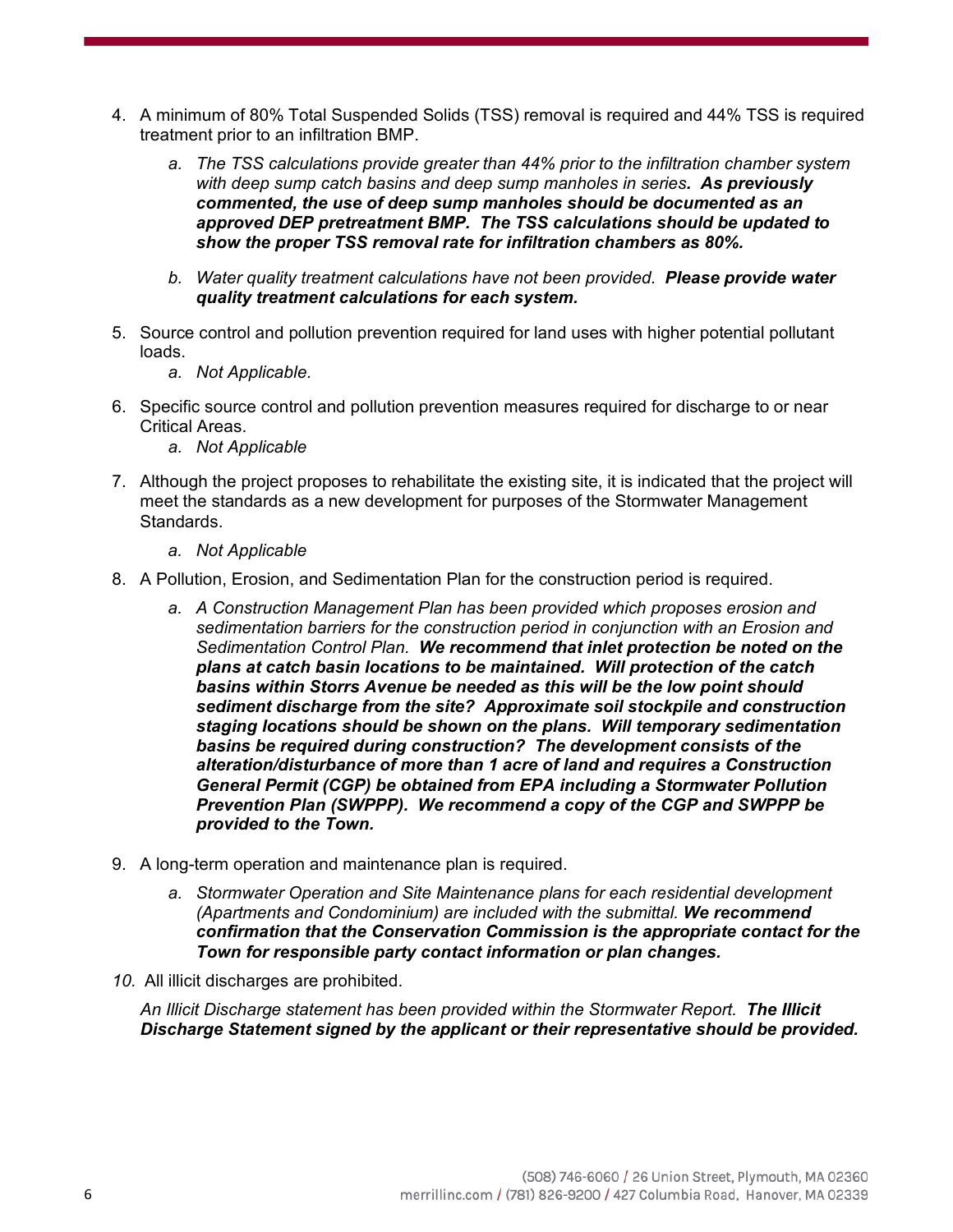4. A minimum of 80% Total Suspended Solids (TSS) removal is required and 44% TSS is required treatment prior to an infiltration BMP.

   a. *The TSS calculations provide greater than 44% prior to the infiltration chamber system with deep sump catch basins and deep sump manholes in series.* ***As previously commented, the use of deep sump manholes should be documented as an approved DEP pretreatment BMP. The TSS calculations should be updated to show the proper TSS removal rate for infiltration chambers as 80%.***

   b. *Water quality treatment calculations have not been provided.* ***Please provide water quality treatment calculations for each system.***

5. Source control and pollution prevention required for land uses with higher potential pollutant loads.

   a. *Not Applicable.*

6. Specific source control and pollution prevention measures required for discharge to or near Critical Areas.

   a. *Not Applicable*

7. Although the project proposes to rehabilitate the existing site, it is indicated that the project will meet the standards as a new development for purposes of the Stormwater Management Standards.

   a. *Not Applicable*

8. A Pollution, Erosion, and Sedimentation Plan for the construction period is required.

   a. *A Construction Management Plan has been provided which proposes erosion and sedimentation barriers for the construction period in conjunction with an Erosion and Sedimentation Control Plan.* ***We recommend that inlet protection be noted on the plans at catch basin locations to be maintained. Will protection of the catch basins within Storrs Avenue be needed as this will be the low point should sediment discharge from the site? Approximate soil stockpile and construction staging locations should be shown on the plans. Will temporary sedimentation basins be required during construction? The development consists of the alteration/disturbance of more than 1 acre of land and requires a Construction General Permit (CGP) be obtained from EPA including a Stormwater Pollution Prevention Plan (SWPPP). We recommend a copy of the CGP and SWPPP be provided to the Town.***

9. A long-term operation and maintenance plan is required.

   a. *Stormwater Operation and Site Maintenance plans for each residential development (Apartments and Condominium) are included with the submittal.* ***We recommend confirmation that the Conservation Commission is the appropriate contact for the Town for responsible party contact information or plan changes.***

10. All illicit discharges are prohibited.

    *An Illicit Discharge statement has been provided within the Stormwater Report.* ***The Illicit Discharge Statement signed by the applicant or their representative should be provided.***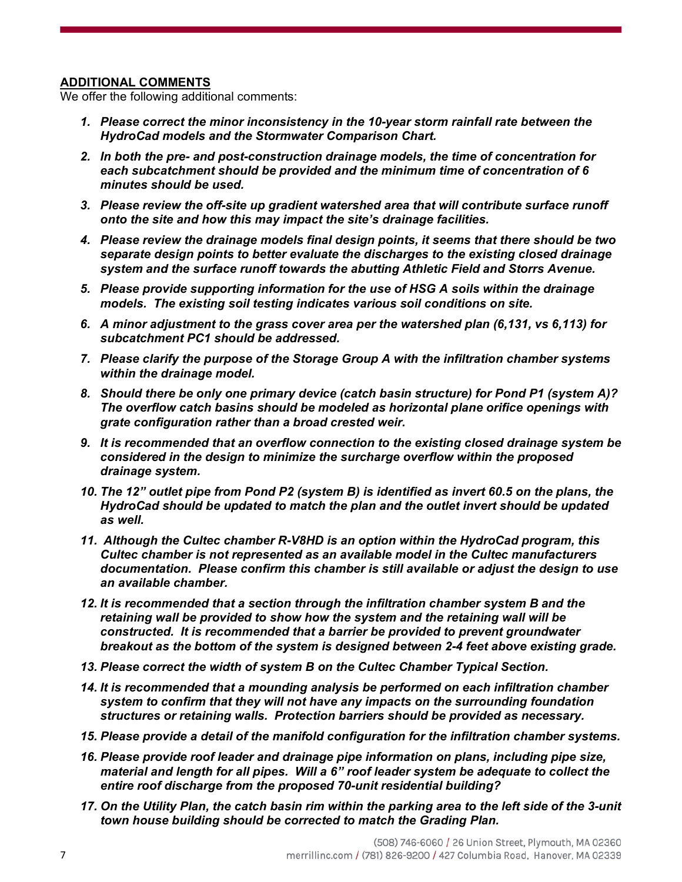**<u>ADDITIONAL COMMENTS</u>**

We offer the following additional comments:

1. ***Please correct the minor inconsistency in the 10-year storm rainfall rate between the HydroCad models and the Stormwater Comparison Chart.***
2. ***In both the pre- and post-construction drainage models, the time of concentration for each subcatchment should be provided and the minimum time of concentration of 6 minutes should be used.***
3. ***Please review the off-site up gradient watershed area that will contribute surface runoff onto the site and how this may impact the site's drainage facilities.***
4. ***Please review the drainage models final design points, it seems that there should be two separate design points to better evaluate the discharges to the existing closed drainage system and the surface runoff towards the abutting Athletic Field and Storrs Avenue.***
5. ***Please provide supporting information for the use of HSG A soils within the drainage models. The existing soil testing indicates various soil conditions on site.***
6. ***A minor adjustment to the grass cover area per the watershed plan (6,131, vs 6,113) for subcatchment PC1 should be addressed.***
7. ***Please clarify the purpose of the Storage Group A with the infiltration chamber systems within the drainage model.***
8. ***Should there be only one primary device (catch basin structure) for Pond P1 (system A)? The overflow catch basins should be modeled as horizontal plane orifice openings with grate configuration rather than a broad crested weir.***
9. ***It is recommended that an overflow connection to the existing closed drainage system be considered in the design to minimize the surcharge overflow within the proposed drainage system.***
10. ***The 12" outlet pipe from Pond P2 (system B) is identified as invert 60.5 on the plans, the HydroCad should be updated to match the plan and the outlet invert should be updated as well.***
11. ***Although the Cultec chamber R-V8HD is an option within the HydroCad program, this Cultec chamber is not represented as an available model in the Cultec manufacturers documentation. Please confirm this chamber is still available or adjust the design to use an available chamber.***
12. ***It is recommended that a section through the infiltration chamber system B and the retaining wall be provided to show how the system and the retaining wall will be constructed. It is recommended that a barrier be provided to prevent groundwater breakout as the bottom of the system is designed between 2-4 feet above existing grade.***
13. ***Please correct the width of system B on the Cultec Chamber Typical Section.***
14. ***It is recommended that a mounding analysis be performed on each infiltration chamber system to confirm that they will not have any impacts on the surrounding foundation structures or retaining walls. Protection barriers should be provided as necessary.***
15. ***Please provide a detail of the manifold configuration for the infiltration chamber systems.***
16. ***Please provide roof leader and drainage pipe information on plans, including pipe size, material and length for all pipes. Will a 6" roof leader system be adequate to collect the entire roof discharge from the proposed 70-unit residential building?***
17. ***On the Utility Plan, the catch basin rim within the parking area to the left side of the 3-unit town house building should be corrected to match the Grading Plan.***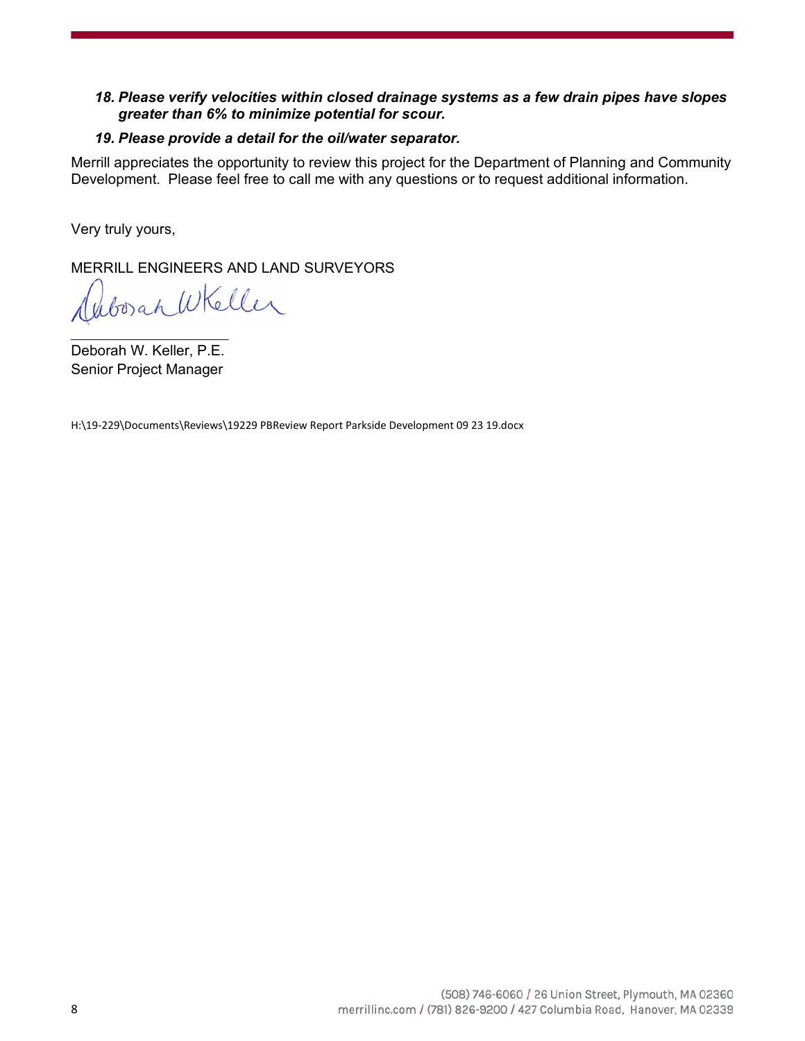18. ***Please verify velocities within closed drainage systems as a few drain pipes have slopes greater than 6% to minimize potential for scour.***

19. ***Please provide a detail for the oil/water separator.***

Merrill appreciates the opportunity to review this project for the Department of Planning and Community Development. Please feel free to call me with any questions or to request additional information.

Very truly yours,

MERRILL ENGINEERS AND LAND SURVEYORS

Deborah W. Keller, P.E.
Senior Project Manager

H:\19-229\Documents\Reviews\19229 PBReview Report Parkside Development 09 23 19.docx

(508) 746-6060 / 26 Union Street, Plymouth, MA 02360
merrillinc.com / (781) 826-9200 / 427 Columbia Road, Hanover, MA 02339